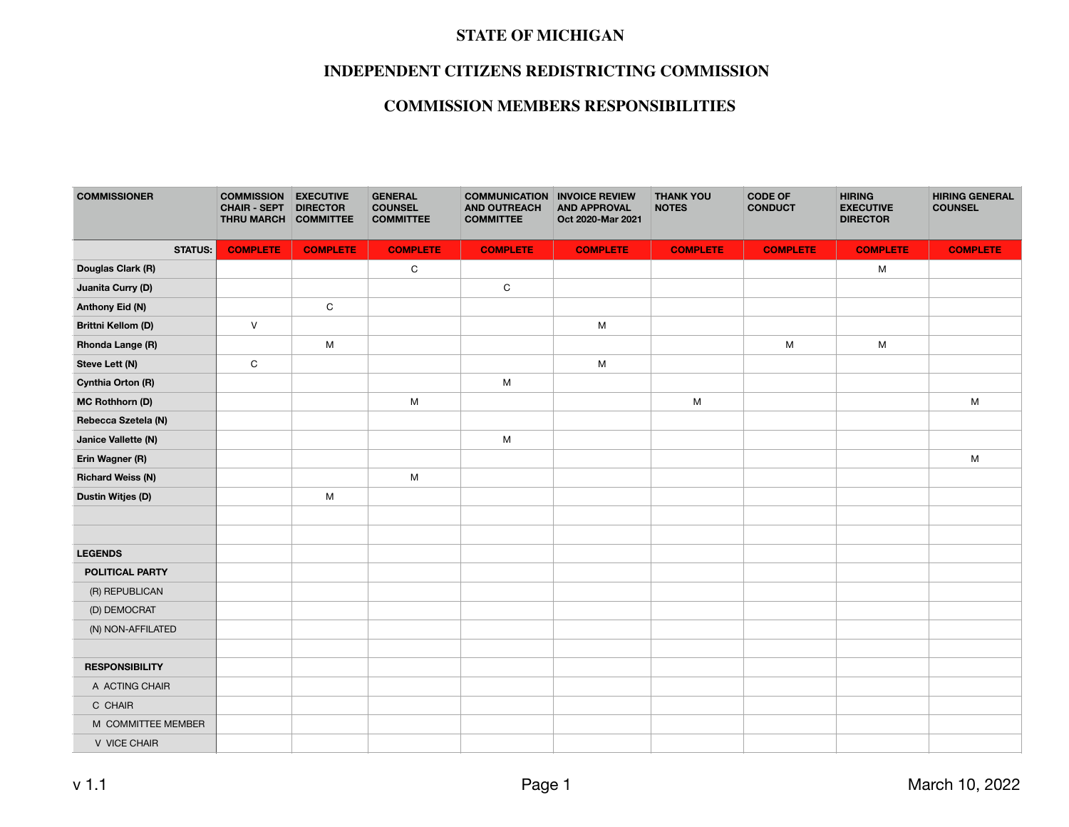# STATE OF MICHIGAN

## INDEPENDENT CITIZENS REDISTRICTING COMMISSION

## COMMISSION MEMBERS RESPONSIBILITIES

| COMMISSIONER | COMMISSION CHAIR - SEPT THRU MARCH | EXECUTIVE DIRECTOR COMMITTEE | GENERAL COUNSEL COMMITTEE | COMMUNICATION AND OUTREACH COMMITTEE | INVOICE REVIEW AND APPROVAL Oct 2020-Mar 2021 | THANK YOU NOTES | CODE OF CONDUCT | HIRING EXECUTIVE DIRECTOR | HIRING GENERAL COUNSEL |
|---|---|---|---|---|---|---|---|---|---|
| **STATUS:** | COMPLETE | COMPLETE | COMPLETE | COMPLETE | COMPLETE | COMPLETE | COMPLETE | COMPLETE | COMPLETE |
| **Douglas Clark (R)** | | | C | | | | | M | |
| **Juanita Curry (D)** | | | | C | | | | | |
| **Anthony Eid (N)** | | C | | | | | | | |
| **Brittni Kellom (D)** | V | | | | M | | | | |
| **Rhonda Lange (R)** | | M | | | | | M | M | |
| **Steve Lett (N)** | C | | | | M | | | | |
| **Cynthia Orton (R)** | | | | M | | | | | |
| **MC Rothhorn (D)** | | | M | | | M | | | M |
| **Rebecca Szetela (N)** | | | | | | | | | |
| **Janice Vallette (N)** | | | | M | | | | | |
| **Erin Wagner (R)** | | | | | | | | | M |
| **Richard Weiss (N)** | | | M | | | | | | |
| **Dustin Witjes (D)** | | M | | | | | | | |

**LEGENDS**

**POLITICAL PARTY**
- (R) REPUBLICAN
- (D) DEMOCRAT
- (N) NON-AFFILATED

**RESPONSIBILITY**
- A ACTING CHAIR
- C CHAIR
- M COMMITTEE MEMBER
- V VICE CHAIR

v 1.1 March 10, 2022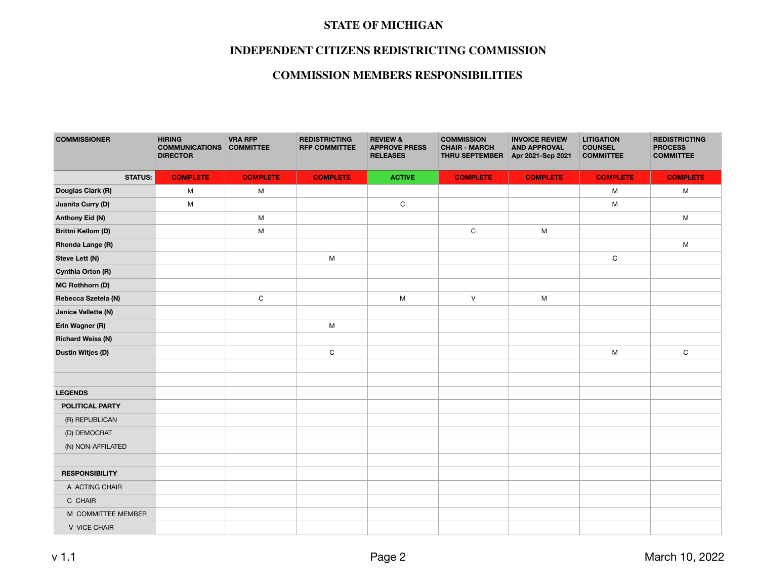# STATE OF MICHIGAN

## INDEPENDENT CITIZENS REDISTRICTING COMMISSION

## COMMISSION MEMBERS RESPONSIBILITIES

| COMMISSIONER | HIRING COMMUNICATIONS DIRECTOR | VRA RFP COMMITTEE | REDISTRICTING RFP COMMITTEE | REVIEW & APPROVE PRESS RELEASES | COMMISSION CHAIR - MARCH THRU SEPTEMBER | INVOICE REVIEW AND APPROVAL Apr 2021-Sep 2021 | LITIGATION COUNSEL COMMITTEE | REDISTRICTING PROCESS COMMITTEE |
|---|---|---|---|---|---|---|---|---|
| **STATUS:** | COMPLETE | COMPLETE | COMPLETE | ACTIVE | COMPLETE | COMPLETE | COMPLETE | COMPLETE |
| Douglas Clark (R) | M | M | | | | | M | M |
| Juanita Curry (D) | M | | | C | | | M | |
| Anthony Eid (N) | | M | | | | | | M |
| Brittni Kellom (D) | | M | | | C | M | | |
| Rhonda Lange (R) | | | | | | | | M |
| Steve Lett (N) | | | M | | | | C | |
| Cynthia Orton (R) | | | | | | | | |
| MC Rothhorn (D) | | | | | | | | |
| Rebecca Szetela (N) | | C | | M | V | M | | |
| Janice Vallette (N) | | | | | | | | |
| Erin Wagner (R) | | | M | | | | | |
| Richard Weiss (N) | | | | | | | | |
| Dustin Witjes (D) | | | C | | | | M | C |

**LEGENDS**

**POLITICAL PARTY**

- (R) REPUBLICAN
- (D) DEMOCRAT
- (N) NON-AFFILATED

**RESPONSIBILITY**

- A ACTING CHAIR
- C CHAIR
- M COMMITTEE MEMBER
- V VICE CHAIR

v 1.1 March 10, 2022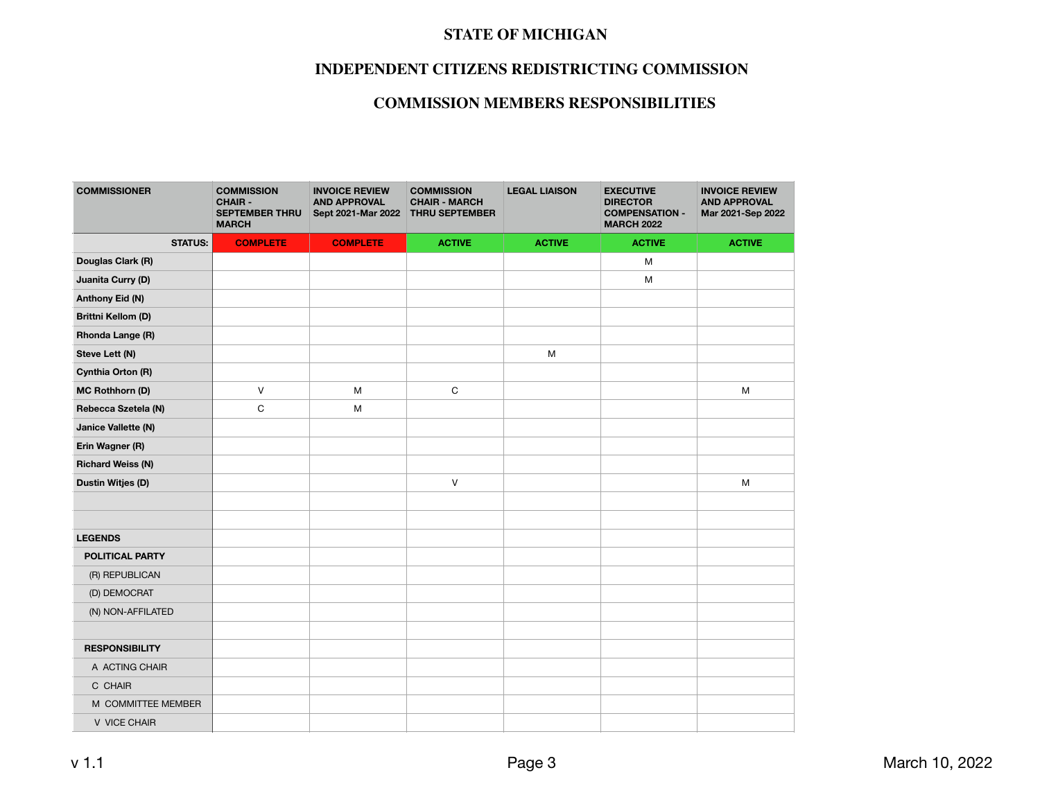# STATE OF MICHIGAN

## INDEPENDENT CITIZENS REDISTRICTING COMMISSION

## COMMISSION MEMBERS RESPONSIBILITIES

| COMMISSIONER | COMMISSION CHAIR - SEPTEMBER THRU MARCH | INVOICE REVIEW AND APPROVAL Sept 2021-Mar 2022 | COMMISSION CHAIR - MARCH THRU SEPTEMBER | LEGAL LIAISON | EXECUTIVE DIRECTOR COMPENSATION - MARCH 2022 | INVOICE REVIEW AND APPROVAL Mar 2021-Sep 2022 |
|---|---|---|---|---|---|---|
| STATUS: | COMPLETE | COMPLETE | ACTIVE | ACTIVE | ACTIVE | ACTIVE |
| Douglas Clark (R) | | | | | M | |
| Juanita Curry (D) | | | | | M | |
| Anthony Eid (N) | | | | | | |
| Brittni Kellom (D) | | | | | | |
| Rhonda Lange (R) | | | | | | |
| Steve Lett (N) | | | | M | | |
| Cynthia Orton (R) | | | | | | |
| MC Rothhorn (D) | V | M | C | | | M |
| Rebecca Szetela (N) | C | M | | | | |
| Janice Vallette (N) | | | | | | |
| Erin Wagner (R) | | | | | | |
| Richard Weiss (N) | | | | | | |
| Dustin Witjes (D) | | | V | | | M |
| | | | | | | |
| | | | | | | |
| LEGENDS | | | | | | |
| POLITICAL PARTY | | | | | | |
| (R) REPUBLICAN | | | | | | |
| (D) DEMOCRAT | | | | | | |
| (N) NON-AFFILATED | | | | | | |
| | | | | | | |
| RESPONSIBILITY | | | | | | |
| A ACTING CHAIR | | | | | | |
| C CHAIR | | | | | | |
| M COMMITTEE MEMBER | | | | | | |
| V VICE CHAIR | | | | | | |

v 1.1

March 10, 2022